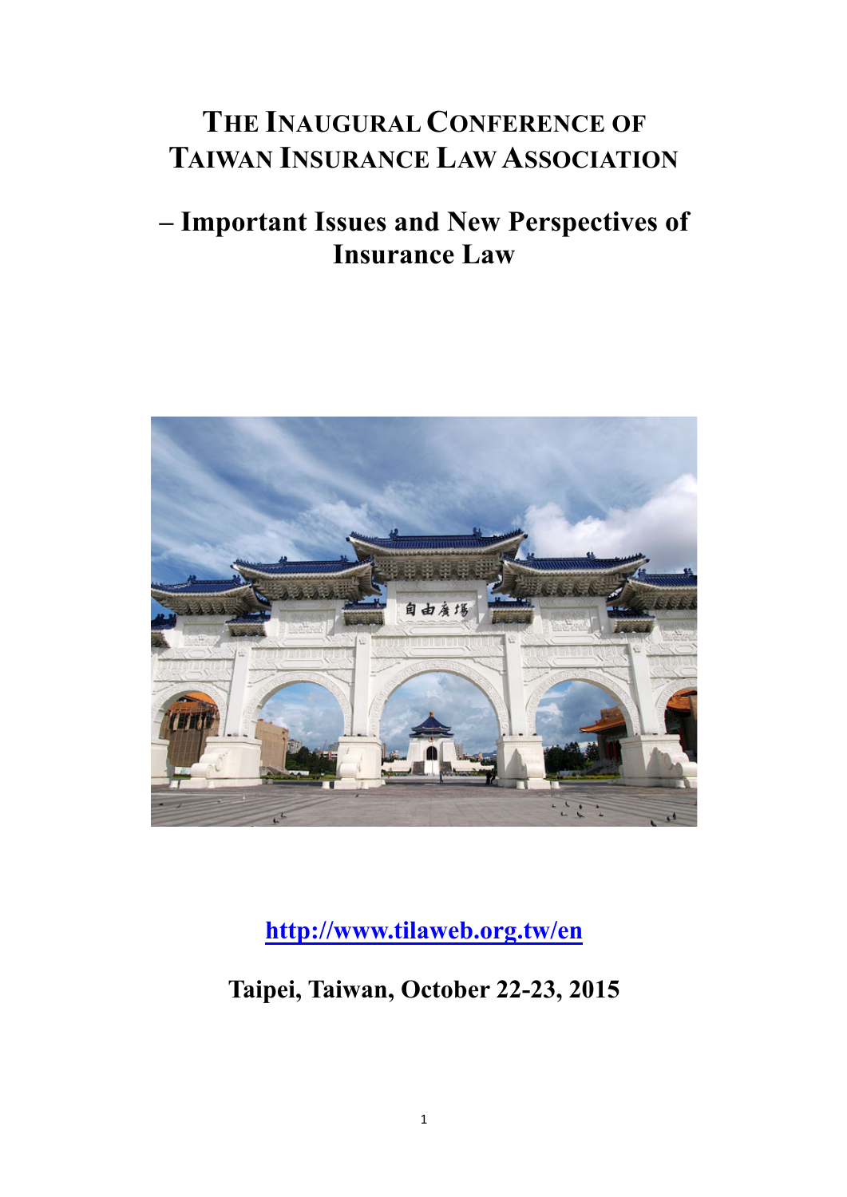# The Inaugural Conference of Taiwan Insurance Law Association

## – Important Issues and New Perspectives of Insurance Law

**http://www.tilaweb.org.tw/en**

**Taipei, Taiwan, October 22-23, 2015**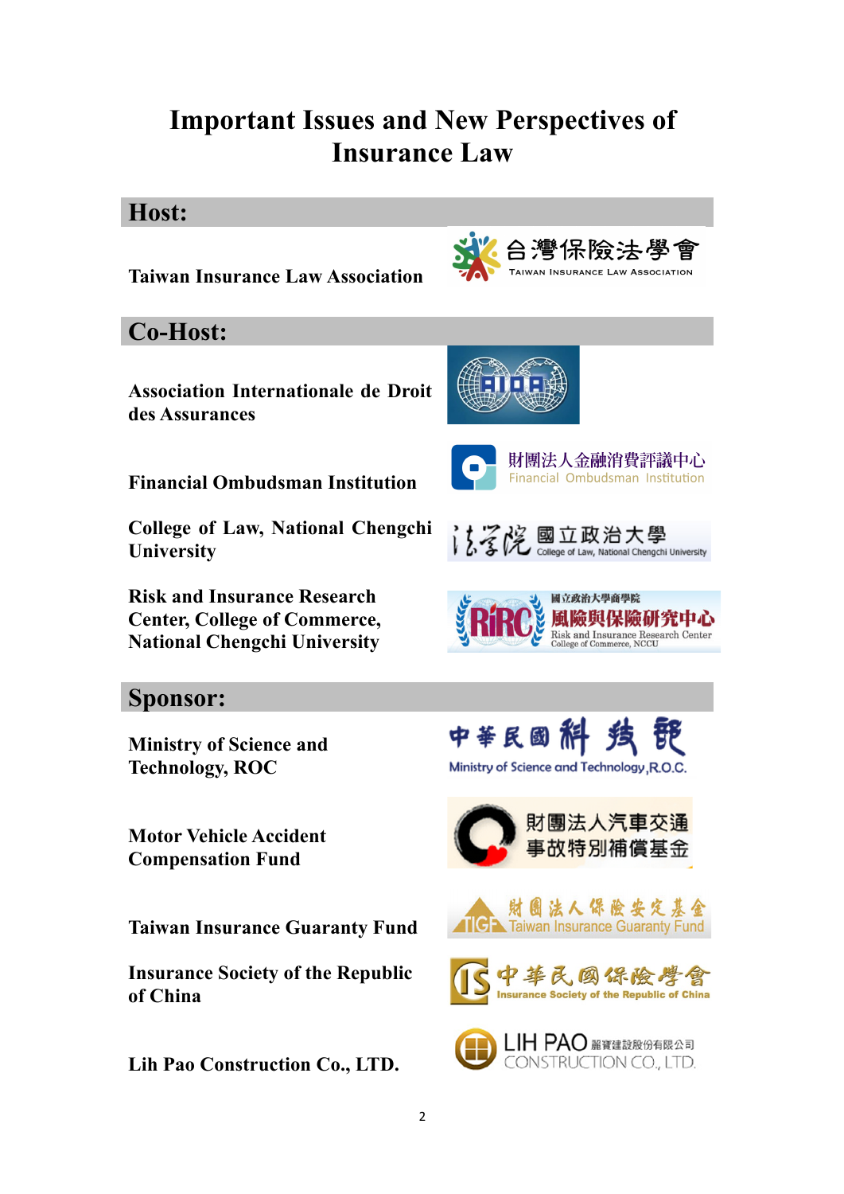# Important Issues and New Perspectives of Insurance Law

## Host:

**Taiwan Insurance Law Association**

台灣保險法學會
TAIWAN INSURANCE LAW ASSOCIATION

## Co-Host:

**Association Internationale de Droit des Assurances**

AIDA

**Financial Ombudsman Institution**

財團法人金融消費評議中心
Financial Ombudsman Institution

**College of Law, National Chengchi University**

法學院 國立政治大學
College of Law, National Chengchi University

**Risk and Insurance Research Center, College of Commerce, National Chengchi University**

RIRC 國立政治大學商學院 風險與保險研究中心
Risk and Insurance Research Center
College of Commerce, NCCU

## Sponsor:

**Ministry of Science and Technology, ROC**

中華民國科技部
Ministry of Science and Technology, R.O.C.

**Motor Vehicle Accident Compensation Fund**

財團法人汽車交通事故特別補償基金

**Taiwan Insurance Guaranty Fund**

財團法人保險安定基金
TIGF Taiwan Insurance Guaranty Fund

**Insurance Society of the Republic of China**

IS 中華民國保險學會
Insurance Society of the Republic of China

**Lih Pao Construction Co., LTD.**

LIH PAO 麗寶建設股份有限公司
CONSTRUCTION CO., LTD.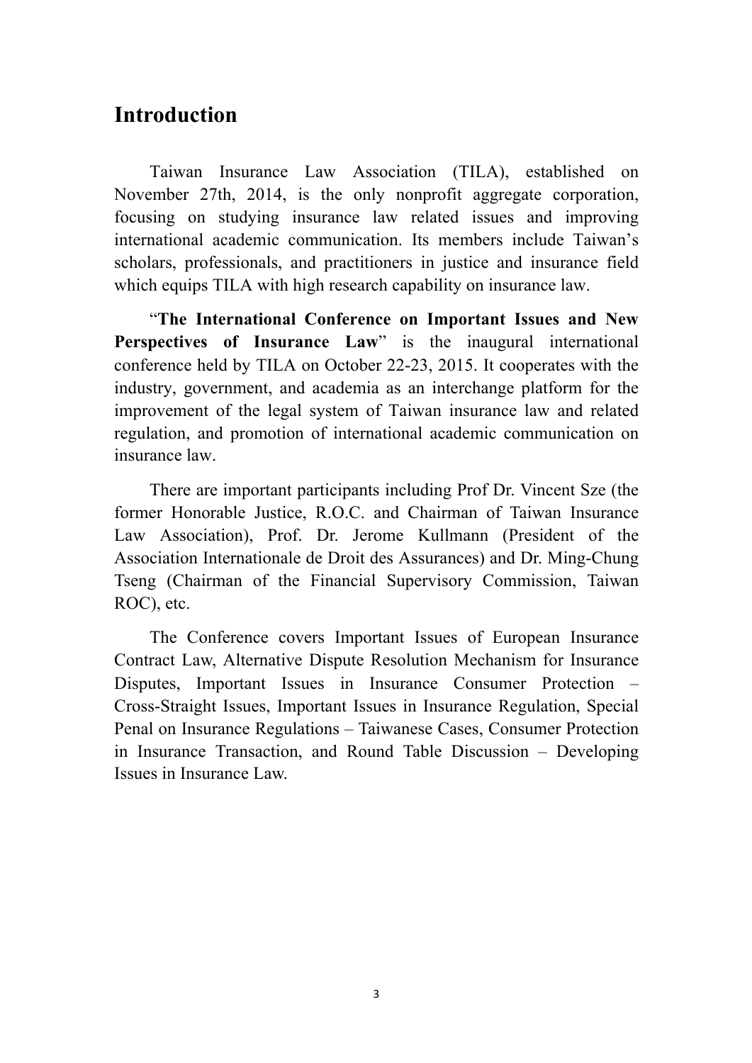## Introduction

Taiwan Insurance Law Association (TILA), established on November 27th, 2014, is the only nonprofit aggregate corporation, focusing on studying insurance law related issues and improving international academic communication. Its members include Taiwan's scholars, professionals, and practitioners in justice and insurance field which equips TILA with high research capability on insurance law.

"**The International Conference on Important Issues and New Perspectives of Insurance Law**" is the inaugural international conference held by TILA on October 22-23, 2015. It cooperates with the industry, government, and academia as an interchange platform for the improvement of the legal system of Taiwan insurance law and related regulation, and promotion of international academic communication on insurance law.

There are important participants including Prof Dr. Vincent Sze (the former Honorable Justice, R.O.C. and Chairman of Taiwan Insurance Law Association), Prof. Dr. Jerome Kullmann (President of the Association Internationale de Droit des Assurances) and Dr. Ming-Chung Tseng (Chairman of the Financial Supervisory Commission, Taiwan ROC), etc.

The Conference covers Important Issues of European Insurance Contract Law, Alternative Dispute Resolution Mechanism for Insurance Disputes, Important Issues in Insurance Consumer Protection – Cross-Straight Issues, Important Issues in Insurance Regulation, Special Penal on Insurance Regulations – Taiwanese Cases, Consumer Protection in Insurance Transaction, and Round Table Discussion – Developing Issues in Insurance Law.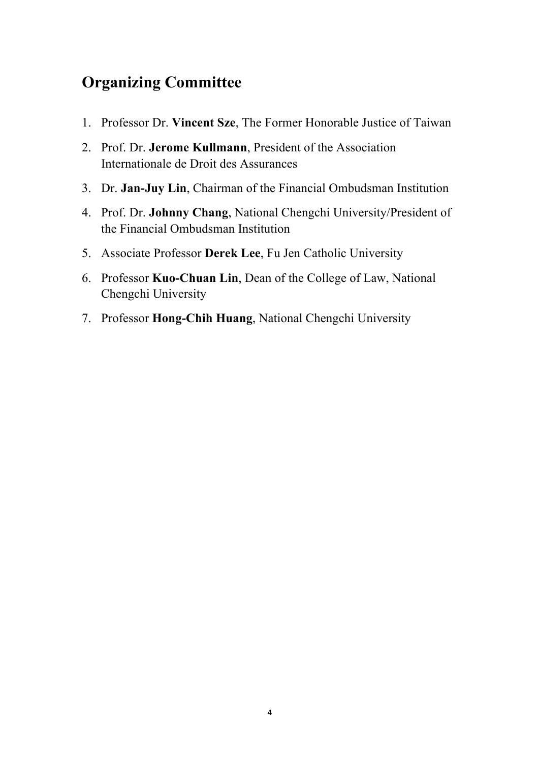## Organizing Committee

1. Professor Dr. **Vincent Sze**, The Former Honorable Justice of Taiwan
2. Prof. Dr. **Jerome Kullmann**, President of the Association Internationale de Droit des Assurances
3. Dr. **Jan-Juy Lin**, Chairman of the Financial Ombudsman Institution
4. Prof. Dr. **Johnny Chang**, National Chengchi University/President of the Financial Ombudsman Institution
5. Associate Professor **Derek Lee**, Fu Jen Catholic University
6. Professor **Kuo-Chuan Lin**, Dean of the College of Law, National Chengchi University
7. Professor **Hong-Chih Huang**, National Chengchi University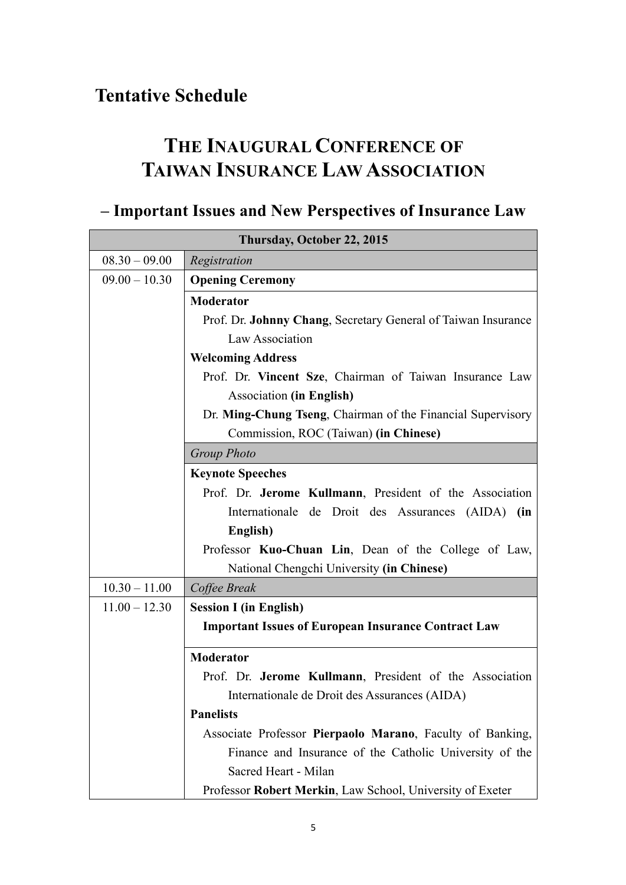# Tentative Schedule

## THE INAUGURAL CONFERENCE OF TAWAN INSURANCE LAW ASSOCIATION

## – Important Issues and New Perspectives of Insurance Law

| Thursday, October 22, 2015 | |
|---|---|
| 08.30 – 09.00 | *Registration* |
| 09.00 – 10.30 | **Opening Ceremony** |
| | **Moderator**<br>Prof. Dr. **Johnny Chang**, Secretary General of Taiwan Insurance Law Association<br>**Welcoming Address**<br>Prof. Dr. **Vincent Sze**, Chairman of Taiwan Insurance Law Association **(in English)**<br>Dr. **Ming-Chung Tseng**, Chairman of the Financial Supervisory Commission, ROC (Taiwan) **(in Chinese)** |
| | *Group Photo* |
| | **Keynote Speeches**<br>Prof. Dr. **Jerome Kullmann**, President of the Association Internationale de Droit des Assurances (AIDA) **(in English)**<br>Professor **Kuo-Chuan Lin**, Dean of the College of Law, National Chengchi University **(in Chinese)** |
| 10.30 – 11.00 | *Coffee Break* |
| 11.00 – 12.30 | **Session I (in English)**<br>**Important Issues of European Insurance Contract Law** |
| | **Moderator**<br>Prof. Dr. **Jerome Kullmann**, President of the Association Internationale de Droit des Assurances (AIDA)<br>**Panelists**<br>Associate Professor **Pierpaolo Marano**, Faculty of Banking, Finance and Insurance of the Catholic University of the Sacred Heart - Milan<br>Professor **Robert Merkin**, Law School, University of Exeter |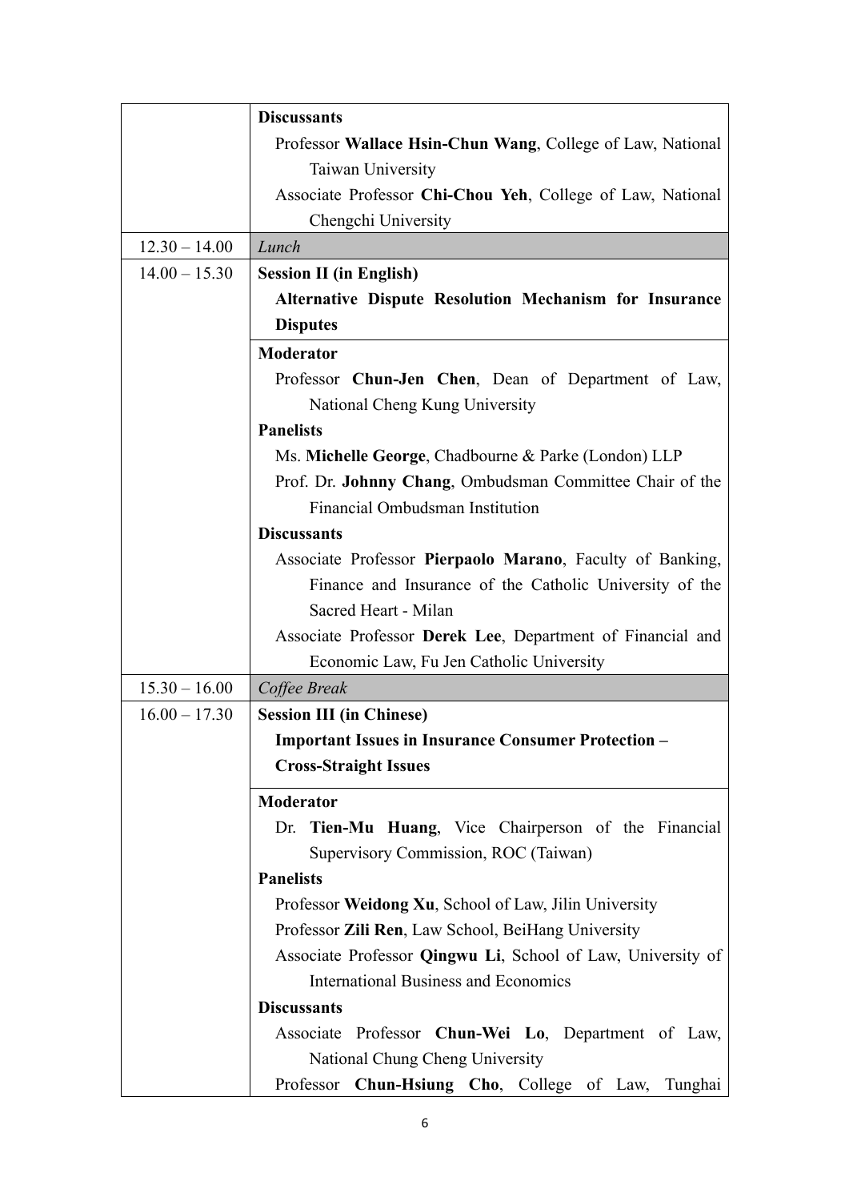| | |
|---|---|
| | **Discussants**<br>Professor **Wallace Hsin-Chun Wang**, College of Law, National Taiwan University<br>Associate Professor **Chi-Chou Yeh**, College of Law, National Chengchi University |
| 12.30 – 14.00 | *Lunch* |
| 14.00 – 15.30 | **Session II (in English)**<br>**Alternative Dispute Resolution Mechanism for Insurance Disputes** |
| | **Moderator**<br>Professor **Chun-Jen Chen**, Dean of Department of Law, National Cheng Kung University<br>**Panelists**<br>Ms. **Michelle George**, Chadbourne & Parke (London) LLP<br>Prof. Dr. **Johnny Chang**, Ombudsman Committee Chair of the Financial Ombudsman Institution<br>**Discussants**<br>Associate Professor **Pierpaolo Marano**, Faculty of Banking, Finance and Insurance of the Catholic University of the Sacred Heart - Milan<br>Associate Professor **Derek Lee**, Department of Financial and Economic Law, Fu Jen Catholic University |
| 15.30 – 16.00 | *Coffee Break* |
| 16.00 – 17.30 | **Session III (in Chinese)**<br>**Important Issues in Insurance Consumer Protection – Cross-Straight Issues** |
| | **Moderator**<br>Dr. **Tien-Mu Huang**, Vice Chairperson of the Financial Supervisory Commission, ROC (Taiwan)<br>**Panelists**<br>Professor **Weidong Xu**, School of Law, Jilin University<br>Professor **Zili Ren**, Law School, BeiHang University<br>Associate Professor **Qingwu Li**, School of Law, University of International Business and Economics<br>**Discussants**<br>Associate Professor **Chun-Wei Lo**, Department of Law, National Chung Cheng University<br>Professor **Chun-Hsiung Cho**, College of Law, Tunghai |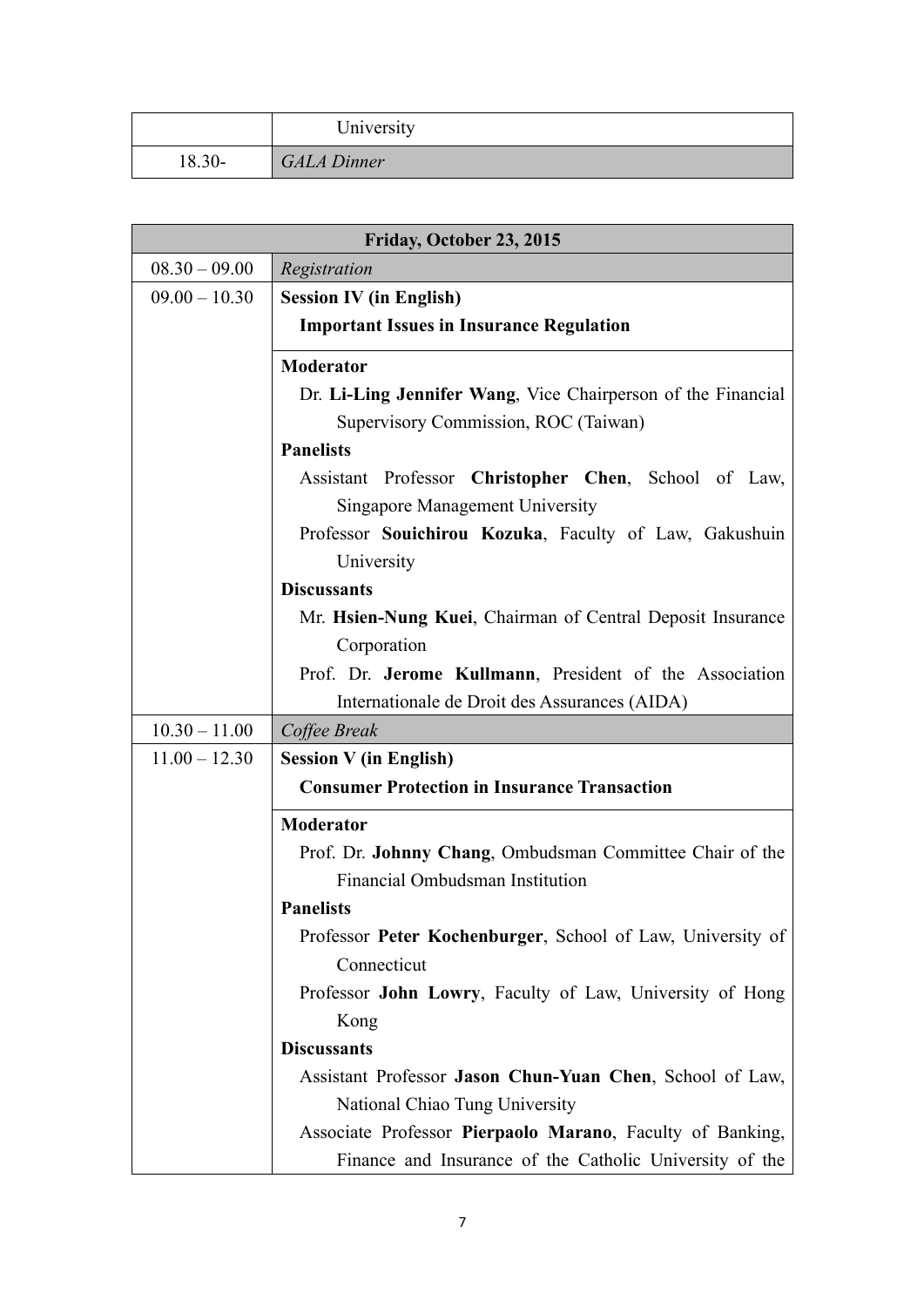| | |
|---|---|
| | University |
| 18.30- | *GALA Dinner* |

| **Friday, October 23, 2015** | |
|---|---|
| 08.30 – 09.00 | *Registration* |
| 09.00 – 10.30 | **Session IV (in English)**<br>**Important Issues in Insurance Regulation** |
| | **Moderator**<br>Dr. **Li-Ling Jennifer Wang**, Vice Chairperson of the Financial Supervisory Commission, ROC (Taiwan)<br>**Panelists**<br>Assistant Professor **Christopher Chen**, School of Law, Singapore Management University<br>Professor **Souichirou Kozuka**, Faculty of Law, Gakushuin University<br>**Discussants**<br>Mr. **Hsien-Nung Kuei**, Chairman of Central Deposit Insurance Corporation<br>Prof. Dr. **Jerome Kullmann**, President of the Association Internationale de Droit des Assurances (AIDA) |
| 10.30 – 11.00 | *Coffee Break* |
| 11.00 – 12.30 | **Session V (in English)**<br>**Consumer Protection in Insurance Transaction** |
| | **Moderator**<br>Prof. Dr. **Johnny Chang**, Ombudsman Committee Chair of the Financial Ombudsman Institution<br>**Panelists**<br>Professor **Peter Kochenburger**, School of Law, University of Connecticut<br>Professor **John Lowry**, Faculty of Law, University of Hong Kong<br>**Discussants**<br>Assistant Professor **Jason Chun-Yuan Chen**, School of Law, National Chiao Tung University<br>Associate Professor **Pierpaolo Marano**, Faculty of Banking, Finance and Insurance of the Catholic University of the |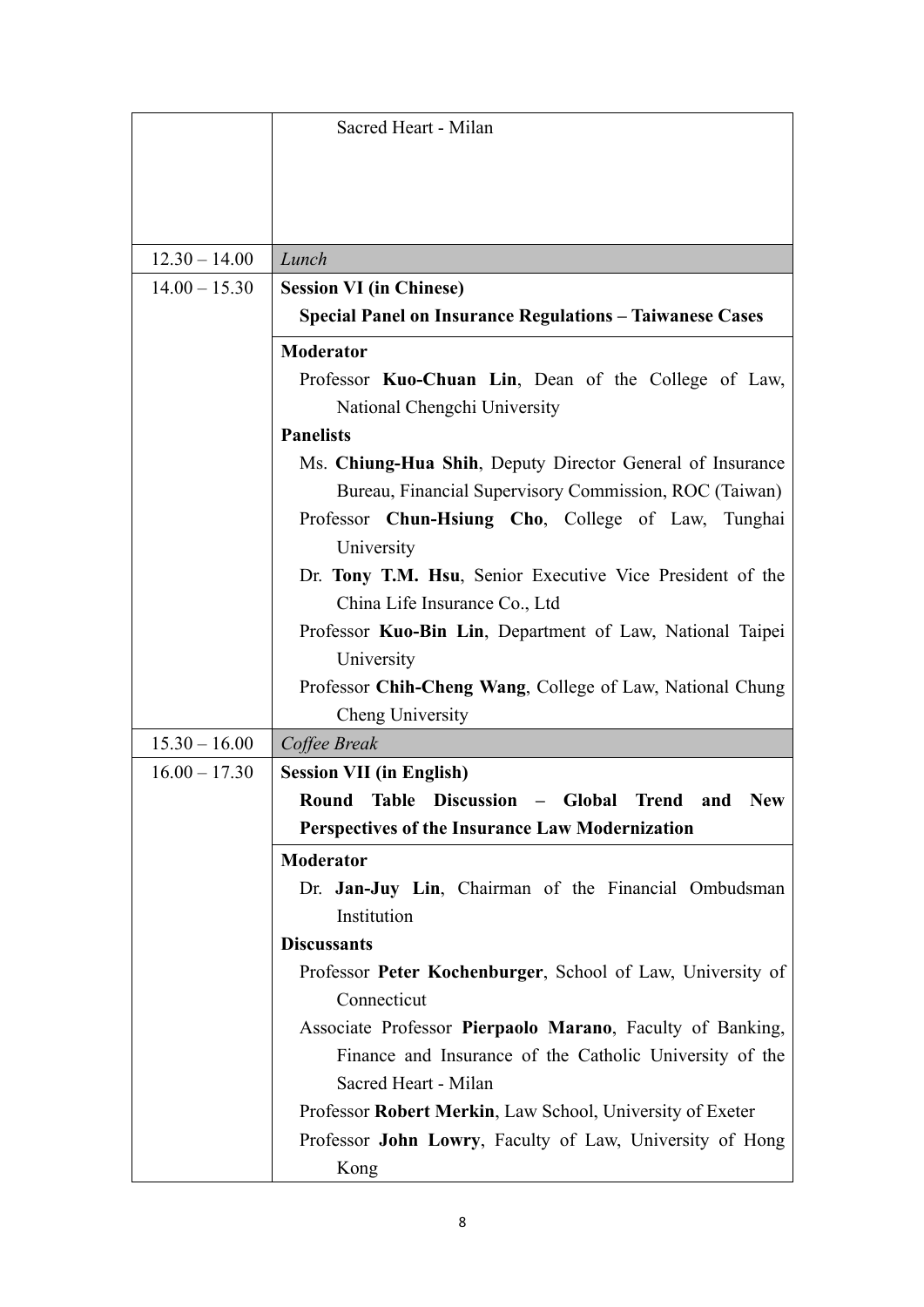| | |
|---|---|
| | Sacred Heart - Milan |
| 12.30 – 14.00 | *Lunch* |
| 14.00 – 15.30 | **Session VI (in Chinese)**<br>**Special Panel on Insurance Regulations – Taiwanese Cases** |
| | **Moderator**<br>Professor **Kuo-Chuan Lin**, Dean of the College of Law, National Chengchi University<br>**Panelists**<br>Ms. **Chiung-Hua Shih**, Deputy Director General of Insurance Bureau, Financial Supervisory Commission, ROC (Taiwan)<br>Professor **Chun-Hsiung Cho**, College of Law, Tunghai University<br>Dr. **Tony T.M. Hsu**, Senior Executive Vice President of the China Life Insurance Co., Ltd<br>Professor **Kuo-Bin Lin**, Department of Law, National Taipei University<br>Professor **Chih-Cheng Wang**, College of Law, National Chung Cheng University |
| 15.30 – 16.00 | *Coffee Break* |
| 16.00 – 17.30 | **Session VII (in English)**<br>**Round Table Discussion – Global Trend and New Perspectives of the Insurance Law Modernization** |
| | **Moderator**<br>Dr. **Jan-Juy Lin**, Chairman of the Financial Ombudsman Institution<br>**Discussants**<br>Professor **Peter Kochenburger**, School of Law, University of Connecticut<br>Associate Professor **Pierpaolo Marano**, Faculty of Banking, Finance and Insurance of the Catholic University of the Sacred Heart - Milan<br>Professor **Robert Merkin**, Law School, University of Exeter<br>Professor **John Lowry**, Faculty of Law, University of Hong Kong |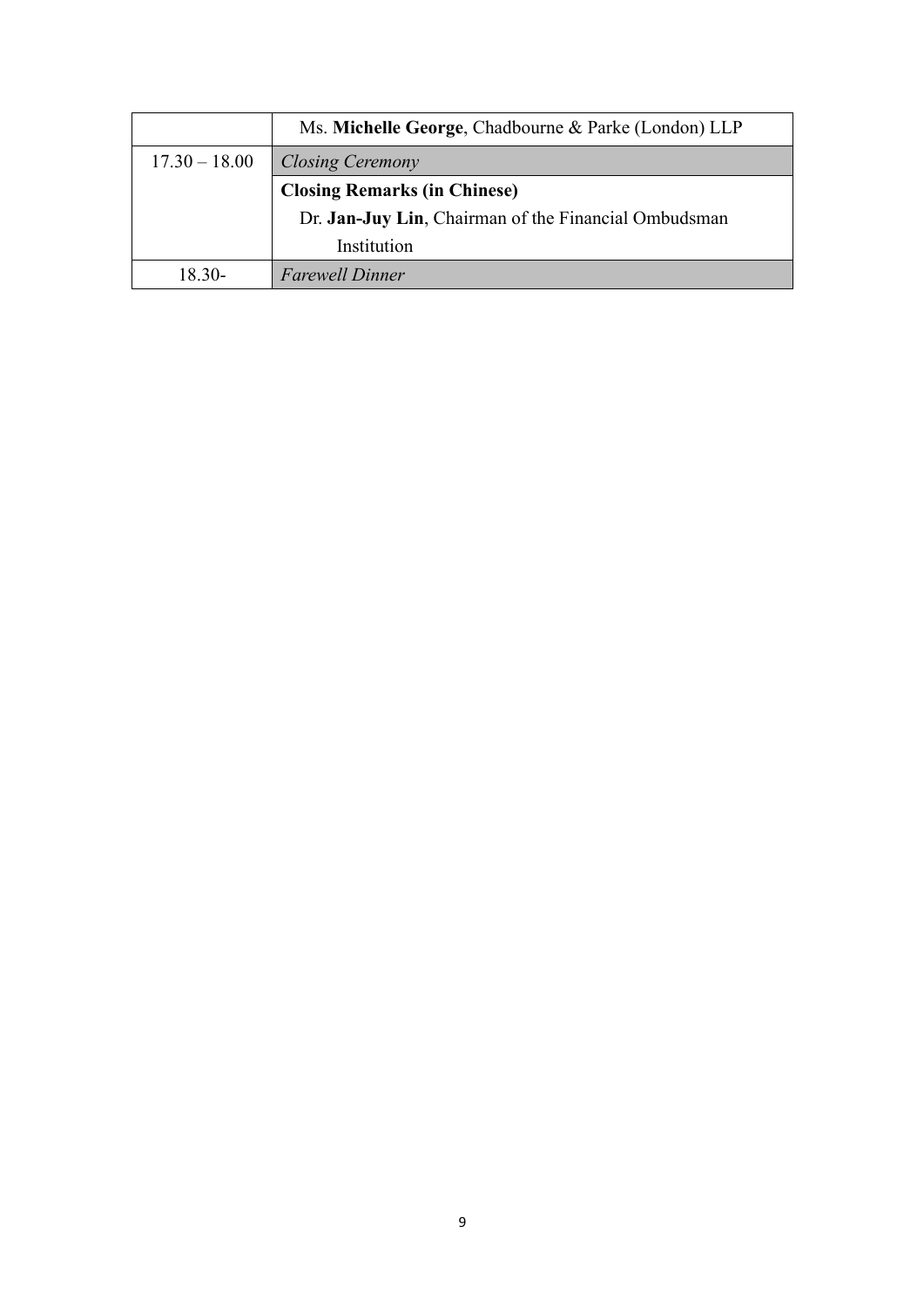| | |
|---|---|
| | Ms. **Michelle George**, Chadbourne & Parke (London) LLP |
| 17.30 – 18.00 | *Closing Ceremony* |
| | **Closing Remarks (in Chinese)**<br>Dr. **Jan-Juy Lin**, Chairman of the Financial Ombudsman Institution |
| 18.30- | *Farewell Dinner* |